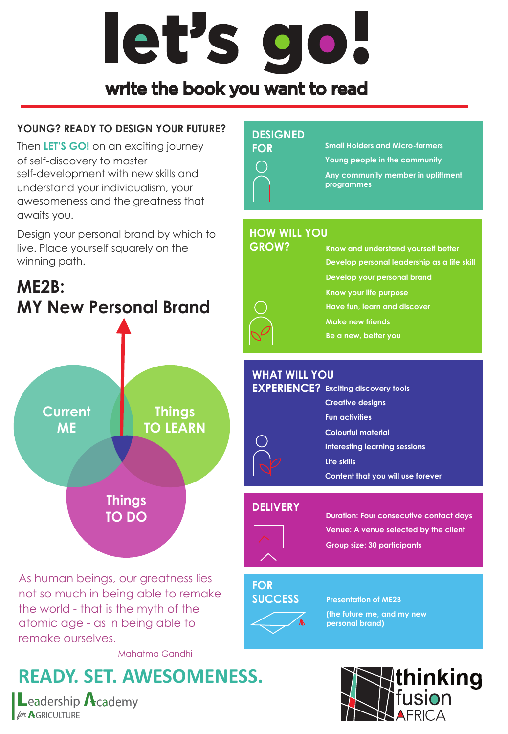# let's go!

## write the book you want to read

**YOUNG? READY TO DESIGN YOUR FUTURE?**

Then **LET'S GO!** on an exciting journey of self-discovery to master self-development with new skills and understand your individualism, your awesomeness and the greatness that awaits you.

Design your personal brand by which to live. Place yourself squarely on the winning path.

## ME2B: MY New Personal Brand

Current ME

Things TO LEARN

Things TO DO

As human beings, our greatness lies not so much in being able to remake the world - that is the myth of the atomic age - as in being able to remake ourselves.

Mahatma Gandhi

### DESIGNED FOR

- Small Holders and Micro-farmers
- Young people in the community
- Any community member in upliftment programmes

### HOW WILL YOU GROW?

- Know and understand yourself better
- Develop personal leadership as a life skill
- Develop your personal brand
- Know your life purpose
- Have fun, learn and discover
- Make new friends
- Be a new, better you

### WHAT WILL YOU EXPERIENCE?

- Exciting discovery tools
- Creative designs
- Fun activities
- Colourful material
- Interesting learning sessions
- Life skills
- Content that you will use forever

### DELIVERY

- Duration: Four consecutive contact days
- Venue: A venue selected by the client
- Group size: 30 participants

### FOR SUCCESS

Presentation of ME2B

(the future me, and my new personal brand)

## READY. SET. AWESOMENESS.

Leadership Academy for AGRICULTURE

thinking fusion AFRICA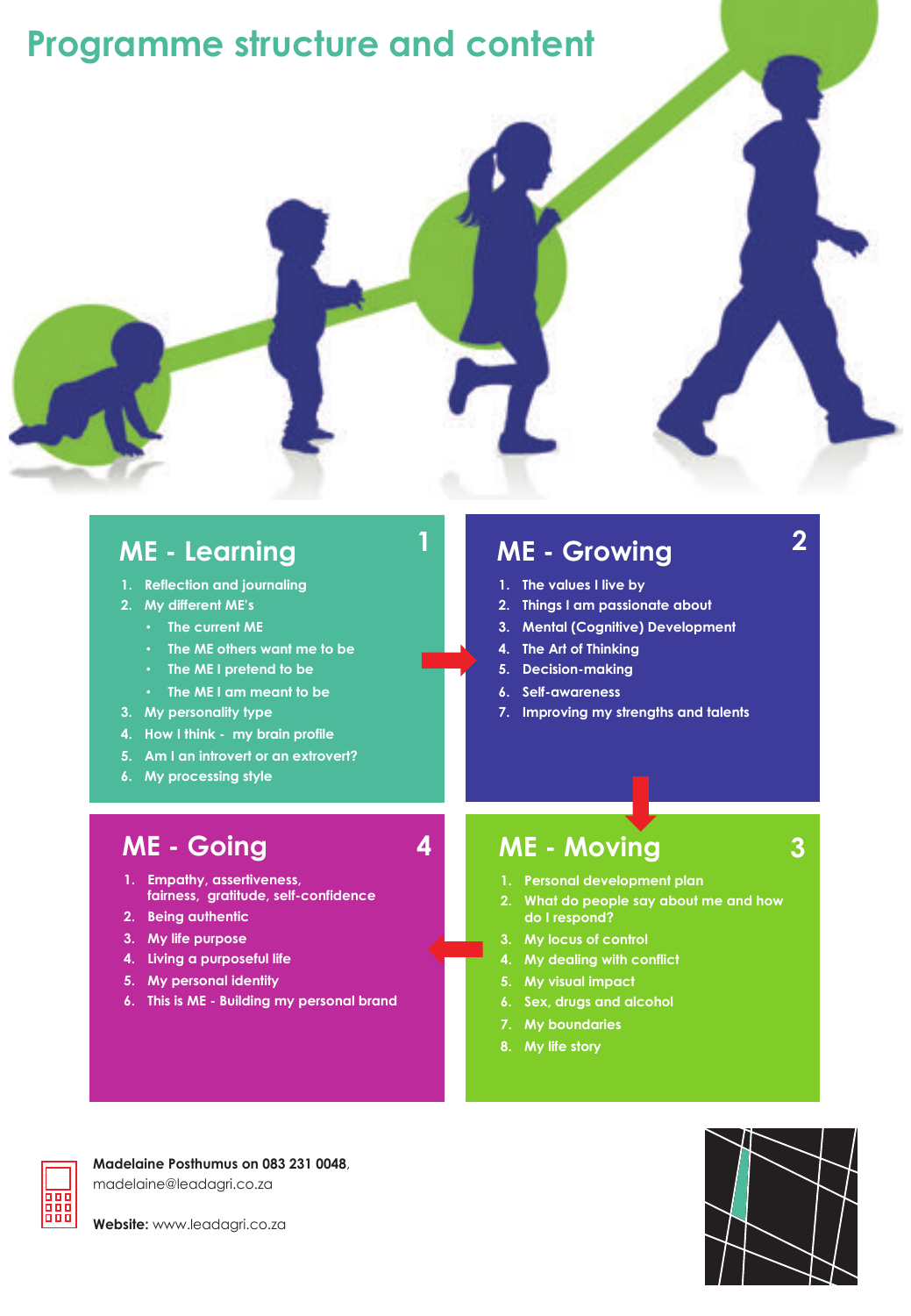# Programme structure and content

## ME - Learning

1

1. Reflection and journaling
2. My different ME's
   - The current ME
   - The ME others want me to be
   - The ME I pretend to be
   - The ME I am meant to be
3. My personality type
4. How I think - my brain profile
5. Am I an introvert or an extrovert?
6. My processing style

## ME - Growing

2

1. The values I live by
2. Things I am passionate about
3. Mental (Cognitive) Development
4. The Art of Thinking
5. Decision-making
6. Self-awareness
7. Improving my strengths and talents

## ME - Moving

3

1. Personal development plan
2. What do people say about me and how do I respond?
3. My locus of control
4. My dealing with conflict
5. My visual impact
6. Sex, drugs and alcohol
7. My boundaries
8. My life story

## ME - Going

4

1. Empathy, assertiveness, fairness, gratitude, self-confidence
2. Being authentic
3. My life purpose
4. Living a purposeful life
5. My personal identity
6. This is ME - Building my personal brand

**Madelaine Posthumus on 083 231 0048**, madelaine@leadagri.co.za

**Website:** www.leadagri.co.za